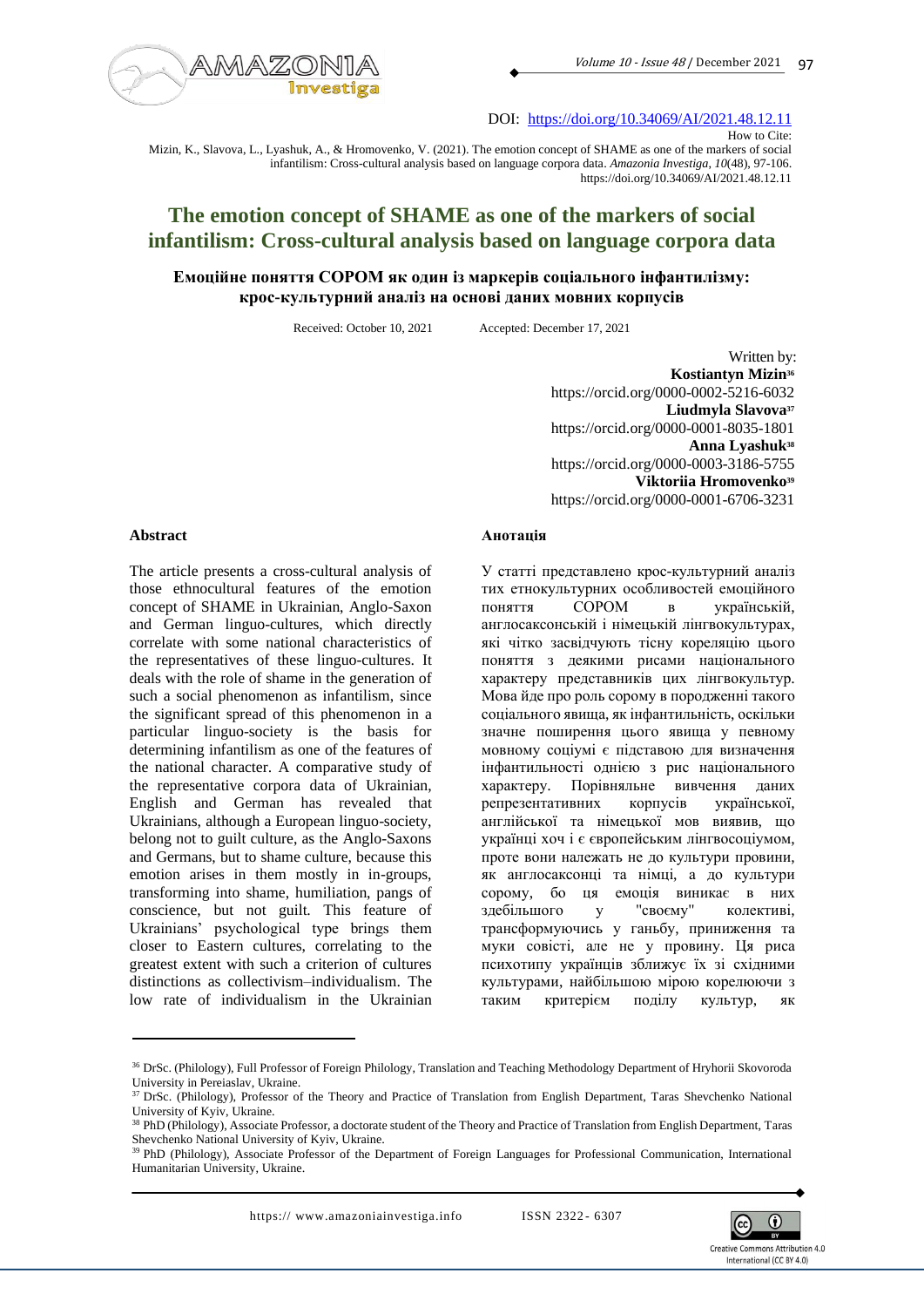DOI: https://doi.org/10.34069/AI/2021.48.12.11

How to Cite:

Mizin, K., Slavova, L., Lyashuk, A., & Hromovenko, V. (2021). The emotion concept of SHAME as one of the markers of social infantilism: Cross-cultural analysis based on language corpora data. *Amazonia Investiga*, *10*(48), 97-106. https://doi.org/10.34069/AI/2021.48.12.11

# The emotion concept of SHAME as one of the markers of social infantilism: Cross-cultural analysis based on language corpora data

## Емоційне поняття СОРОМ як один із маркерів соціального інфантилізму: крос-культурний аналіз на основі даних мовних корпусів

Received: October 10, 2021 Accepted: December 17, 2021

Written by:

**Kostiantyn Mizin**[36]
https://orcid.org/0000-0002-5216-6032

**Liudmyla Slavova**[37]
https://orcid.org/0000-0001-8035-1801

**Anna Lyashuk**[38]
https://orcid.org/0000-0003-3186-5755

**Viktoriia Hromovenko**[39]
https://orcid.org/0000-0001-6706-3231

### Abstract

The article presents a cross-cultural analysis of those ethnocultural features of the emotion concept of SHAME in Ukrainian, Anglo-Saxon and German linguo-cultures, which directly correlate with some national characteristics of the representatives of these linguo-cultures. It deals with the role of shame in the generation of such a social phenomenon as infantilism, since the significant spread of this phenomenon in a particular linguo-society is the basis for determining infantilism as one of the features of the national character. A comparative study of the representative corpora data of Ukrainian, English and German has revealed that Ukrainians, although a European linguo-society, belong not to guilt culture, as the Anglo-Saxons and Germans, but to shame culture, because this emotion arises in them mostly in in-groups, transforming into shame, humiliation, pangs of conscience, but not guilt. This feature of Ukrainians' psychological type brings them closer to Eastern cultures, correlating to the greatest extent with such a criterion of cultures distinctions as collectivism–individualism. The low rate of individualism in the Ukrainian

### Анотація

У статті представлено крос-культурний аналіз тих етнокультурних особливостей емоційного поняття СОРОМ в українській, англосаксонській і німецькій лінгвокультурах, які чітко засвідчують тісну кореляцію цього поняття з деякими рисами національного характеру представників цих лінгвокультур. Мова йде про роль сорому в породженні такого соціального явища, як інфантильність, оскільки значне поширення цього явища у певному мовному соціумі є підставою для визначення інфантильності однією з рис національного характеру. Порівняльне вивчення даних репрезентативних корпусів української, англійської та німецької мов виявив, що українці хоч і є європейським лінгвосоціумом, проте вони належать не до культури провини, як англосаксонці та німці, а до культури сорому, бо ця емоція виникає в них здебільшого у "своєму" колективі, трансформуючись у ганьбу, приниження та муки совісті, але не у провину. Ця риса психотипу українців зближує їх зі східними культурами, найбільшою мірою корелюючи з таким критерієм поділу культур, як

---

[36] DrSc. (Philology), Full Professor of Foreign Philology, Translation and Teaching Methodology Department of Hryhorii Skovoroda University in Pereiaslav, Ukraine.

[37] DrSc. (Philology), Professor of the Theory and Practice of Translation from English Department, Taras Shevchenko National University of Kyiv, Ukraine.

[38] PhD (Philology), Associate Professor, a doctorate student of the Theory and Practice of Translation from English Department, Taras Shevchenko National University of Kyiv, Ukraine.

[39] PhD (Philology), Associate Professor of the Department of Foreign Languages for Professional Communication, International Humanitarian University, Ukraine.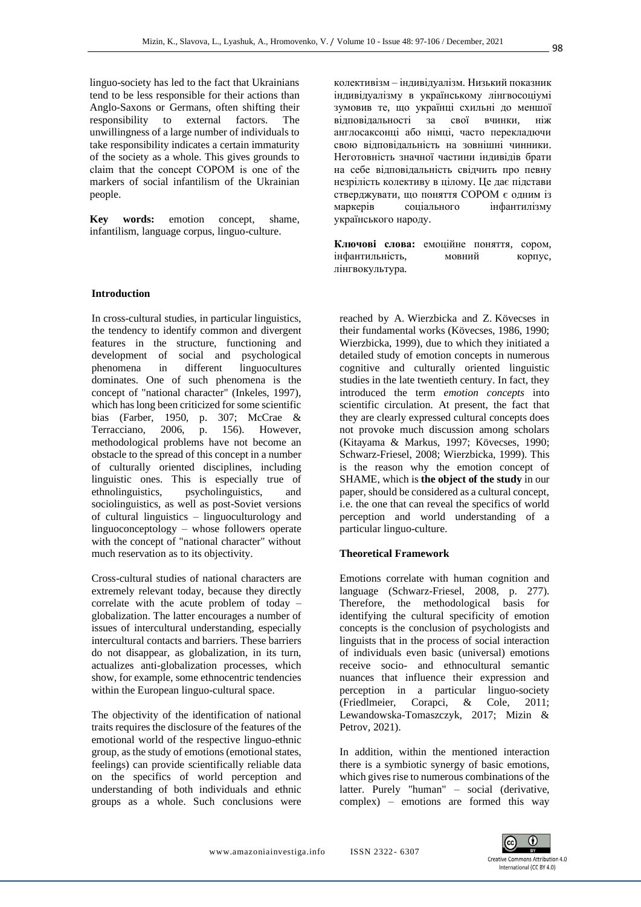linguo-society has led to the fact that Ukrainians tend to be less responsible for their actions than Anglo-Saxons or Germans, often shifting their responsibility to external factors. The unwillingness of a large number of individuals to take responsibility indicates a certain immaturity of the society as a whole. This gives grounds to claim that the concept СОРОМ is one of the markers of social infantilism of the Ukrainian people.

**Key words:** emotion concept, shame, infantilism, language corpus, linguo-culture.

колективізм – індивідуалізм. Низький показник індивідуалізму в українському лінгвосоціумі зумовив те, що українці схильні до меншої відповідальності за свої вчинки, ніж англосаксонці або німці, часто перекладаючи свою відповідальність на зовнішні чинники. Неготовність значної частини індивідів брати на себе відповідальність свідчить про певну незрілість колективу в цілому. Це дає підстави стверджувати, що поняття СОРОМ є одним із маркерів соціального інфантилізму українського народу.

**Ключові слова:** емоційне поняття, сором, інфантильність, мовний корпус, лінгвокультура.

## Introduction

In cross-cultural studies, in particular linguistics, the tendency to identify common and divergent features in the structure, functioning and development of social and psychological phenomena in different linguocultures dominates. One of such phenomena is the concept of "national character" (Inkeles, 1997), which has long been criticized for some scientific bias (Farber, 1950, p. 307; McCrae & Terracciano, 2006, p. 156). However, methodological problems have not become an obstacle to the spread of this concept in a number of culturally oriented disciplines, including linguistic ones. This is especially true of ethnolinguistics, psycholinguistics, and sociolinguistics, as well as post-Soviet versions of cultural linguistics – linguoculturology and linguoconceptology – whose followers operate with the concept of "national character" without much reservation as to its objectivity.

Cross-cultural studies of national characters are extremely relevant today, because they directly correlate with the acute problem of today – globalization. The latter encourages a number of issues of intercultural understanding, especially intercultural contacts and barriers. These barriers do not disappear, as globalization, in its turn, actualizes anti-globalization processes, which show, for example, some ethnocentric tendencies within the European linguo-cultural space.

The objectivity of the identification of national traits requires the disclosure of the features of the emotional world of the respective linguo-ethnic group, as the study of emotions (emotional states, feelings) can provide scientifically reliable data on the specifics of world perception and understanding of both individuals and ethnic groups as a whole. Such conclusions were reached by A. Wierzbicka and Z. Kövecses in their fundamental works (Kövecses, 1986, 1990; Wierzbicka, 1999), due to which they initiated a detailed study of emotion concepts in numerous cognitive and culturally oriented linguistic studies in the late twentieth century. In fact, they introduced the term *emotion concepts* into scientific circulation. At present, the fact that they are clearly expressed cultural concepts does not provoke much discussion among scholars (Kitayama & Markus, 1997; Kövecses, 1990; Schwarz-Friesel, 2008; Wierzbicka, 1999). This is the reason why the emotion concept of SHAME, which is **the object of the study** in our paper, should be considered as a cultural concept, i.e. the one that can reveal the specifics of world perception and world understanding of a particular linguo-culture.

## Theoretical Framework

Emotions correlate with human cognition and language (Schwarz-Friesel, 2008, p. 277). Therefore, the methodological basis for identifying the cultural specificity of emotion concepts is the conclusion of psychologists and linguists that in the process of social interaction of individuals even basic (universal) emotions receive socio- and ethnocultural semantic nuances that influence their expression and perception in a particular linguo-society (Friedlmeier, Corapci, & Cole, 2011; Lewandowska-Tomaszczyk, 2017; Mizin & Petrov, 2021).

In addition, within the mentioned interaction there is a symbiotic synergy of basic emotions, which gives rise to numerous combinations of the latter. Purely "human" – social (derivative, complex) – emotions are formed this way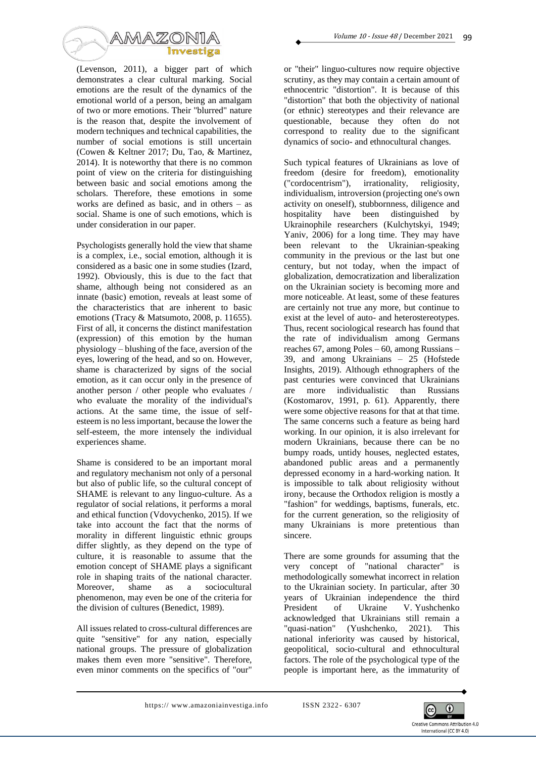(Levenson, 2011), a bigger part of which demonstrates a clear cultural marking. Social emotions are the result of the dynamics of the emotional world of a person, being an amalgam of two or more emotions. Their "blurred" nature is the reason that, despite the involvement of modern techniques and technical capabilities, the number of social emotions is still uncertain (Cowen & Keltner 2017; Du, Tao, & Martinez, 2014). It is noteworthy that there is no common point of view on the criteria for distinguishing between basic and social emotions among the scholars. Therefore, these emotions in some works are defined as basic, and in others – as social. Shame is one of such emotions, which is under consideration in our paper.

Psychologists generally hold the view that shame is a complex, i.e., social emotion, although it is considered as a basic one in some studies (Izard, 1992). Obviously, this is due to the fact that shame, although being not considered as an innate (basic) emotion, reveals at least some of the characteristics that are inherent to basic emotions (Tracy & Matsumoto, 2008, p. 11655). First of all, it concerns the distinct manifestation (expression) of this emotion by the human physiology – blushing of the face, aversion of the eyes, lowering of the head, and so on. However, shame is characterized by signs of the social emotion, as it can occur only in the presence of another person / other people who evaluates / who evaluate the morality of the individual's actions. At the same time, the issue of self-esteem is no less important, because the lower the self-esteem, the more intensely the individual experiences shame.

Shame is considered to be an important moral and regulatory mechanism not only of a personal but also of public life, so the cultural concept of SHAME is relevant to any linguo-culture. As a regulator of social relations, it performs a moral and ethical function (Vdovychenko, 2015). If we take into account the fact that the norms of morality in different linguistic ethnic groups differ slightly, as they depend on the type of culture, it is reasonable to assume that the emotion concept of SHAME plays a significant role in shaping traits of the national character. Moreover, shame as a sociocultural phenomenon, may even be one of the criteria for the division of cultures (Benedict, 1989).

All issues related to cross-cultural differences are quite "sensitive" for any nation, especially national groups. The pressure of globalization makes them even more "sensitive". Therefore, even minor comments on the specifics of "our" or "their" linguo-cultures now require objective scrutiny, as they may contain a certain amount of ethnocentric "distortion". It is because of this "distortion" that both the objectivity of national (or ethnic) stereotypes and their relevance are questionable, because they often do not correspond to reality due to the significant dynamics of socio- and ethnocultural changes.

Such typical features of Ukrainians as love of freedom (desire for freedom), emotionality ("cordocentrism"), irrationality, religiosity, individualism, introversion (projecting one's own activity on oneself), stubbornness, diligence and hospitality have been distinguished by Ukrainophile researchers (Kulchytskyi, 1949; Yaniv, 2006) for a long time. They may have been relevant to the Ukrainian-speaking community in the previous or the last but one century, but not today, when the impact of globalization, democratization and liberalization on the Ukrainian society is becoming more and more noticeable. At least, some of these features are certainly not true any more, but continue to exist at the level of auto- and heterostereotypes. Thus, recent sociological research has found that the rate of individualism among Germans reaches 67, among Poles – 60, among Russians – 39, and among Ukrainians – 25 (Hofstede Insights, 2019). Although ethnographers of the past centuries were convinced that Ukrainians are more individualistic than Russians (Kostomarov, 1991, p. 61). Apparently, there were some objective reasons for that at that time. The same concerns such a feature as being hard working. In our opinion, it is also irrelevant for modern Ukrainians, because there can be no bumpy roads, untidy houses, neglected estates, abandoned public areas and a permanently depressed economy in a hard-working nation. It is impossible to talk about religiosity without irony, because the Orthodox religion is mostly a "fashion" for weddings, baptisms, funerals, etc. for the current generation, so the religiosity of many Ukrainians is more pretentious than sincere.

There are some grounds for assuming that the very concept of "national character" is methodologically somewhat incorrect in relation to the Ukrainian society. In particular, after 30 years of Ukrainian independence the third President of Ukraine V. Yushchenko acknowledged that Ukrainians still remain a "quasi-nation" (Yushchenko, 2021). This national inferiority was caused by historical, geopolitical, socio-cultural and ethnocultural factors. The role of the psychological type of the people is important here, as the immaturity of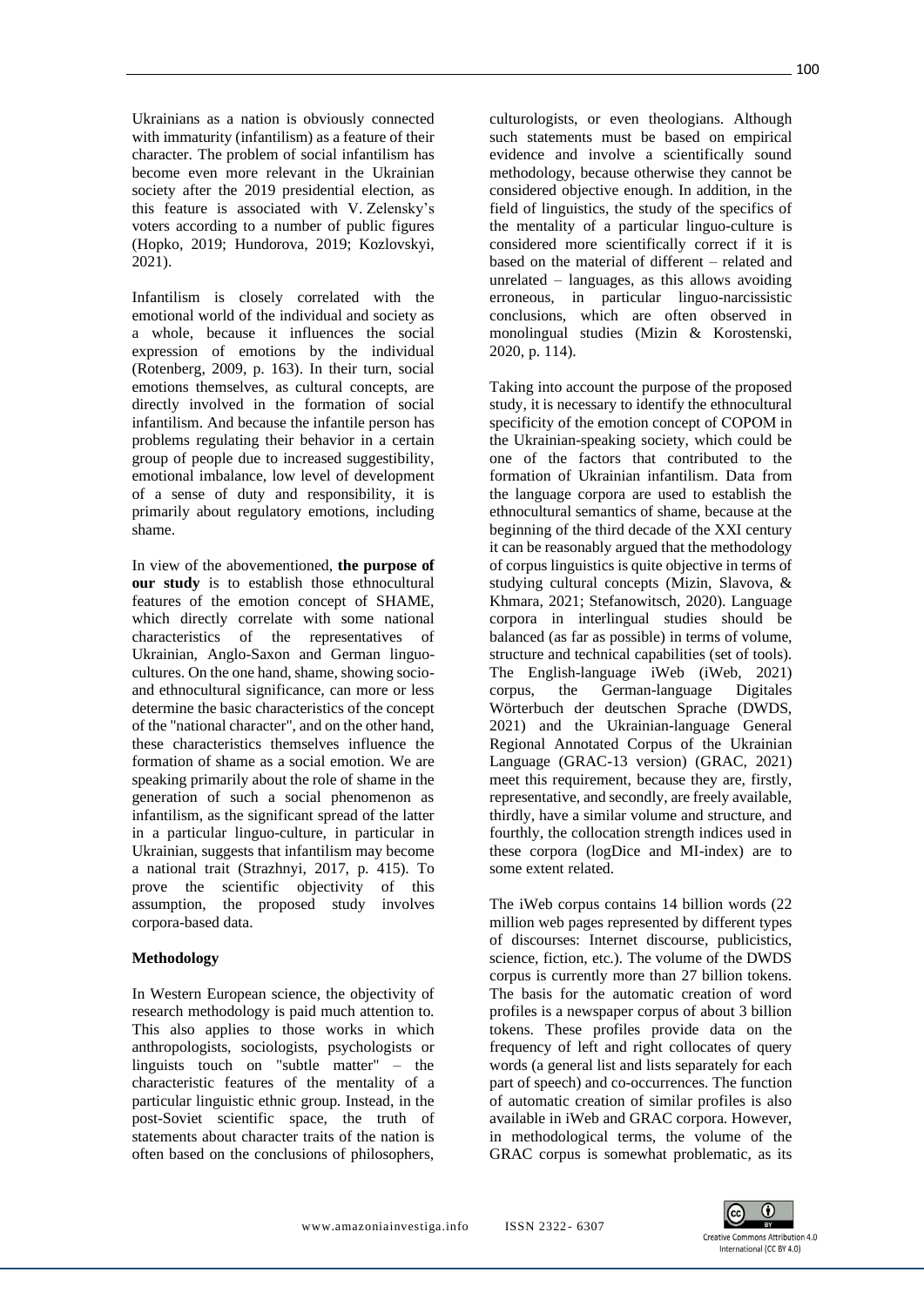Ukrainians as a nation is obviously connected with immaturity (infantilism) as a feature of their character. The problem of social infantilism has become even more relevant in the Ukrainian society after the 2019 presidential election, as this feature is associated with V. Zelensky's voters according to a number of public figures (Hopko, 2019; Hundorova, 2019; Kozlovskyi, 2021).

Infantilism is closely correlated with the emotional world of the individual and society as a whole, because it influences the social expression of emotions by the individual (Rotenberg, 2009, p. 163). In their turn, social emotions themselves, as cultural concepts, are directly involved in the formation of social infantilism. And because the infantile person has problems regulating their behavior in a certain group of people due to increased suggestibility, emotional imbalance, low level of development of a sense of duty and responsibility, it is primarily about regulatory emotions, including shame.

In view of the abovementioned, **the purpose of our study** is to establish those ethnocultural features of the emotion concept of SHAME, which directly correlate with some national characteristics of the representatives of Ukrainian, Anglo-Saxon and German linguo-cultures. On the one hand, shame, showing socio- and ethnocultural significance, can more or less determine the basic characteristics of the concept of the "national character", and on the other hand, these characteristics themselves influence the formation of shame as a social emotion. We are speaking primarily about the role of shame in the generation of such a social phenomenon as infantilism, as the significant spread of the latter in a particular linguo-culture, in particular in Ukrainian, suggests that infantilism may become a national trait (Strazhnyi, 2017, p. 415). To prove the scientific objectivity of this assumption, the proposed study involves corpora-based data.

## Methodology

In Western European science, the objectivity of research methodology is paid much attention to. This also applies to those works in which anthropologists, sociologists, psychologists or linguists touch on "subtle matter" – the characteristic features of the mentality of a particular linguistic ethnic group. Instead, in the post-Soviet scientific space, the truth of statements about character traits of the nation is often based on the conclusions of philosophers, culturologists, or even theologians. Although such statements must be based on empirical evidence and involve a scientifically sound methodology, because otherwise they cannot be considered objective enough. In addition, in the field of linguistics, the study of the specifics of the mentality of a particular linguo-culture is considered more scientifically correct if it is based on the material of different – related and unrelated – languages, as this allows avoiding erroneous, in particular linguo-narcissistic conclusions, which are often observed in monolingual studies (Mizin & Korostenski, 2020, p. 114).

Taking into account the purpose of the proposed study, it is necessary to identify the ethnocultural specificity of the emotion concept of СОРОМ in the Ukrainian-speaking society, which could be one of the factors that contributed to the formation of Ukrainian infantilism. Data from the language corpora are used to establish the ethnocultural semantics of shame, because at the beginning of the third decade of the XXI century it can be reasonably argued that the methodology of corpus linguistics is quite objective in terms of studying cultural concepts (Mizin, Slavova, & Khmara, 2021; Stefanowitsch, 2020). Language corpora in interlingual studies should be balanced (as far as possible) in terms of volume, structure and technical capabilities (set of tools). The English-language iWeb (iWeb, 2021) corpus, the German-language Digitales Wörterbuch der deutschen Sprache (DWDS, 2021) and the Ukrainian-language General Regional Annotated Corpus of the Ukrainian Language (GRAC-13 version) (GRAC, 2021) meet this requirement, because they are, firstly, representative, and secondly, are freely available, thirdly, have a similar volume and structure, and fourthly, the collocation strength indices used in these corpora (logDice and MI-index) are to some extent related.

The iWeb corpus contains 14 billion words (22 million web pages represented by different types of discourses: Internet discourse, publicistics, science, fiction, etc.). The volume of the DWDS corpus is currently more than 27 billion tokens. The basis for the automatic creation of word profiles is a newspaper corpus of about 3 billion tokens. These profiles provide data on the frequency of left and right collocates of query words (a general list and lists separately for each part of speech) and co-occurrences. The function of automatic creation of similar profiles is also available in iWeb and GRAC corpora. However, in methodological terms, the volume of the GRAC corpus is somewhat problematic, as its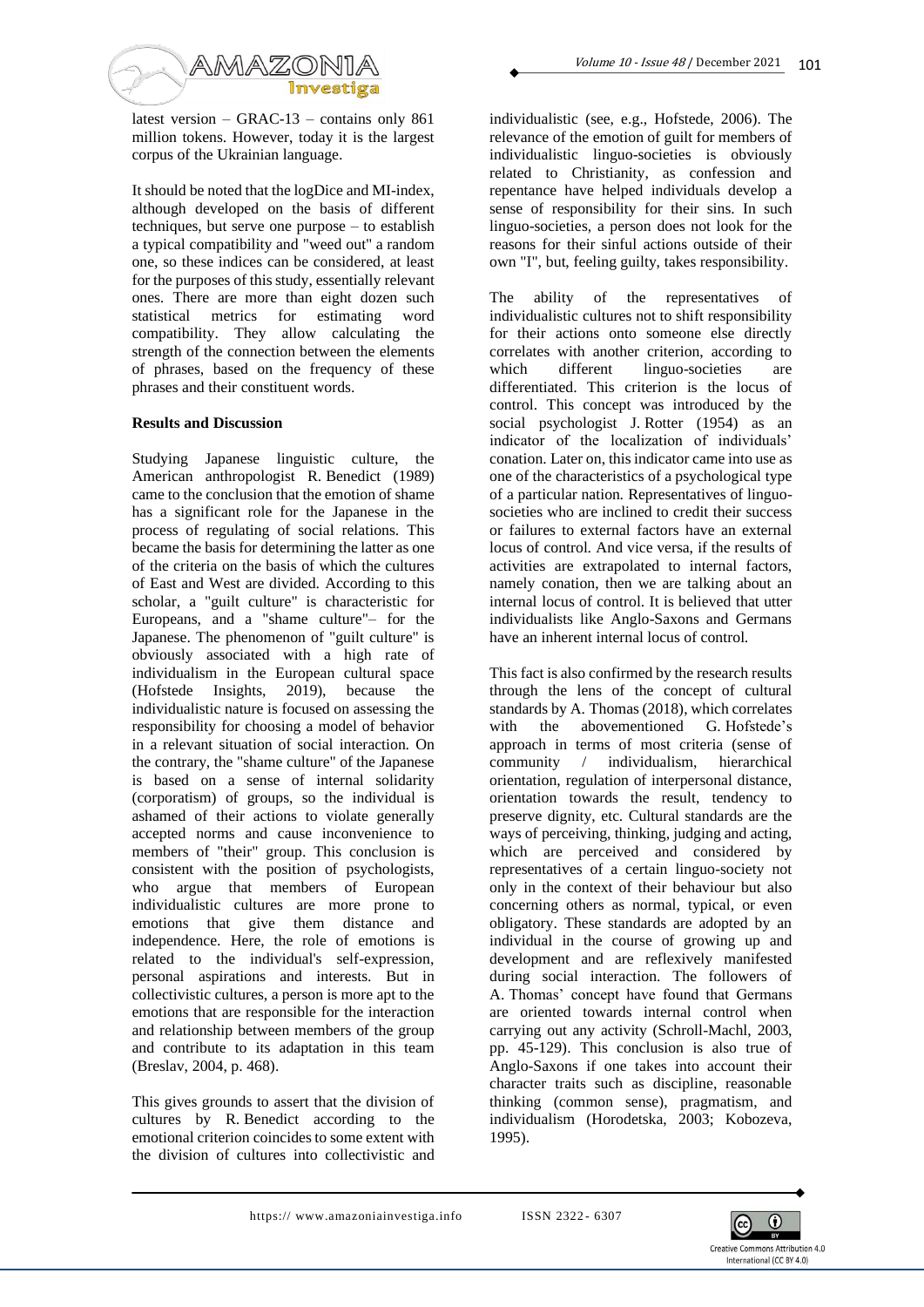latest version – GRAC-13 – contains only 861 million tokens. However, today it is the largest corpus of the Ukrainian language.

It should be noted that the logDice and MI-index, although developed on the basis of different techniques, but serve one purpose – to establish a typical compatibility and "weed out" a random one, so these indices can be considered, at least for the purposes of this study, essentially relevant ones. There are more than eight dozen such statistical metrics for estimating word compatibility. They allow calculating the strength of the connection between the elements of phrases, based on the frequency of these phrases and their constituent words.

**Results and Discussion**

Studying Japanese linguistic culture, the American anthropologist R. Benedict (1989) came to the conclusion that the emotion of shame has a significant role for the Japanese in the process of regulating of social relations. This became the basis for determining the latter as one of the criteria on the basis of which the cultures of East and West are divided. According to this scholar, a "guilt culture" is characteristic for Europeans, and a "shame culture"– for the Japanese. The phenomenon of "guilt culture" is obviously associated with a high rate of individualism in the European cultural space (Hofstede Insights, 2019), because the individualistic nature is focused on assessing the responsibility for choosing a model of behavior in a relevant situation of social interaction. On the contrary, the "shame culture" of the Japanese is based on a sense of internal solidarity (corporatism) of groups, so the individual is ashamed of their actions to violate generally accepted norms and cause inconvenience to members of "their" group. This conclusion is consistent with the position of psychologists, who argue that members of European individualistic cultures are more prone to emotions that give them distance and independence. Here, the role of emotions is related to the individual's self-expression, personal aspirations and interests. But in collectivistic cultures, a person is more apt to the emotions that are responsible for the interaction and relationship between members of the group and contribute to its adaptation in this team (Breslav, 2004, p. 468).

This gives grounds to assert that the division of cultures by R. Benedict according to the emotional criterion coincides to some extent with the division of cultures into collectivistic and individualistic (see, e.g., Hofstede, 2006). The relevance of the emotion of guilt for members of individualistic linguo-societies is obviously related to Christianity, as confession and repentance have helped individuals develop a sense of responsibility for their sins. In such linguo-societies, a person does not look for the reasons for their sinful actions outside of their own "I", but, feeling guilty, takes responsibility.

The ability of the representatives of individualistic cultures not to shift responsibility for their actions onto someone else directly correlates with another criterion, according to which different linguo-societies are differentiated. This criterion is the locus of control. This concept was introduced by the social psychologist J. Rotter (1954) as an indicator of the localization of individuals' conation. Later on, this indicator came into use as one of the characteristics of a psychological type of a particular nation. Representatives of linguo-societies who are inclined to credit their success or failures to external factors have an external locus of control. And vice versa, if the results of activities are extrapolated to internal factors, namely conation, then we are talking about an internal locus of control. It is believed that utter individualists like Anglo-Saxons and Germans have an inherent internal locus of control.

This fact is also confirmed by the research results through the lens of the concept of cultural standards by A. Thomas (2018), which correlates with the abovementioned G. Hofstede's approach in terms of most criteria (sense of community / individualism, hierarchical orientation, regulation of interpersonal distance, orientation towards the result, tendency to preserve dignity, etc. Cultural standards are the ways of perceiving, thinking, judging and acting, which are perceived and considered by representatives of a certain linguo-society not only in the context of their behaviour but also concerning others as normal, typical, or even obligatory. These standards are adopted by an individual in the course of growing up and development and are reflexively manifested during social interaction. The followers of A. Thomas' concept have found that Germans are oriented towards internal control when carrying out any activity (Schroll-Machl, 2003, pp. 45-129). This conclusion is also true of Anglo-Saxons if one takes into account their character traits such as discipline, reasonable thinking (common sense), pragmatism, and individualism (Horodetska, 2003; Kobozeva, 1995).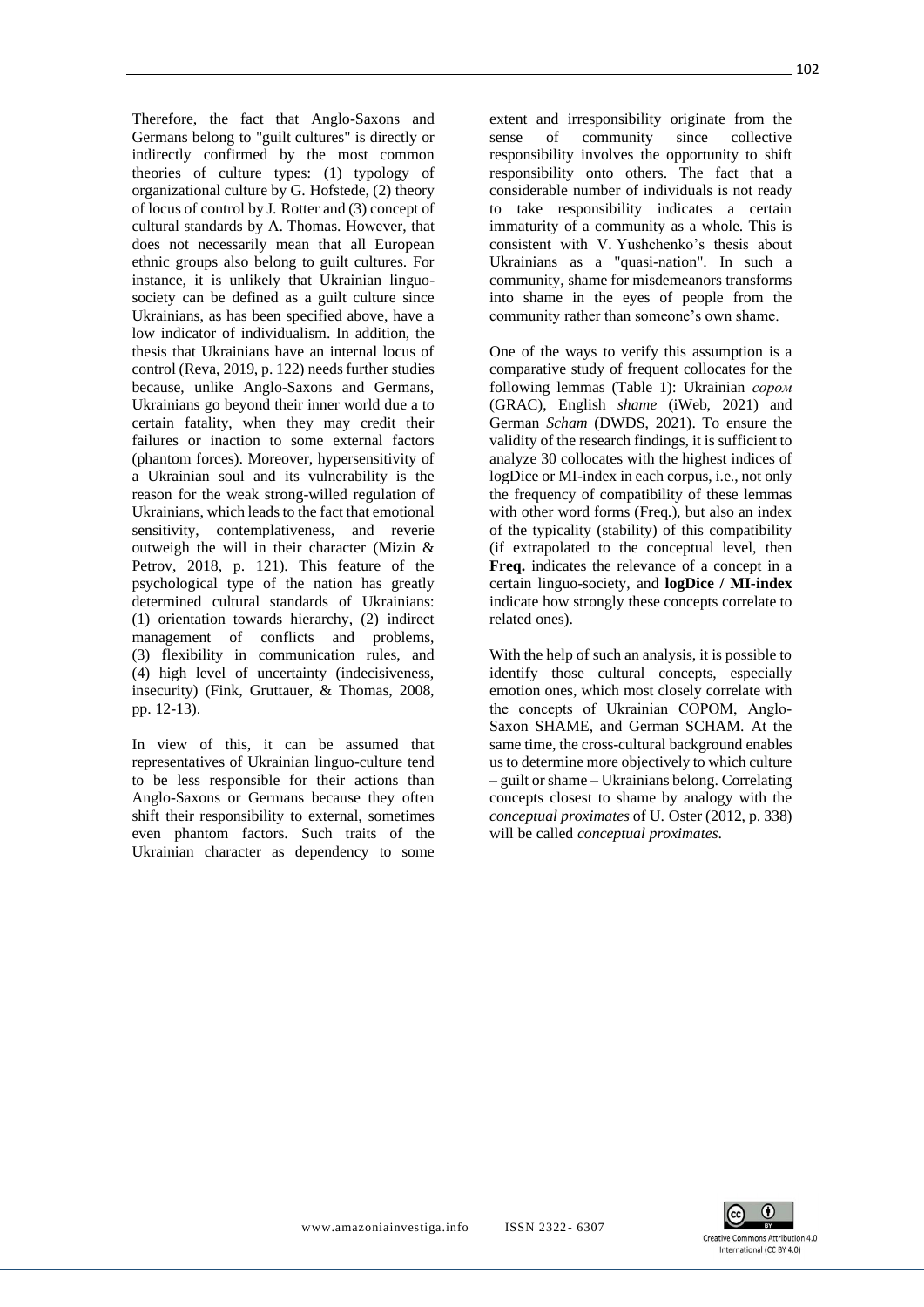Therefore, the fact that Anglo-Saxons and Germans belong to "guilt cultures" is directly or indirectly confirmed by the most common theories of culture types: (1) typology of organizational culture by G. Hofstede, (2) theory of locus of control by J. Rotter and (3) concept of cultural standards by A. Thomas. However, that does not necessarily mean that all European ethnic groups also belong to guilt cultures. For instance, it is unlikely that Ukrainian linguo-society can be defined as a guilt culture since Ukrainians, as has been specified above, have a low indicator of individualism. In addition, the thesis that Ukrainians have an internal locus of control (Reva, 2019, p. 122) needs further studies because, unlike Anglo-Saxons and Germans, Ukrainians go beyond their inner world due a to certain fatality, when they may credit their failures or inaction to some external factors (phantom forces). Moreover, hypersensitivity of a Ukrainian soul and its vulnerability is the reason for the weak strong-willed regulation of Ukrainians, which leads to the fact that emotional sensitivity, contemplativeness, and reverie outweigh the will in their character (Mizin & Petrov, 2018, p. 121). This feature of the psychological type of the nation has greatly determined cultural standards of Ukrainians: (1) orientation towards hierarchy, (2) indirect management of conflicts and problems, (3) flexibility in communication rules, and (4) high level of uncertainty (indecisiveness, insecurity) (Fink, Gruttauer, & Thomas, 2008, pp. 12-13).

In view of this, it can be assumed that representatives of Ukrainian linguo-culture tend to be less responsible for their actions than Anglo-Saxons or Germans because they often shift their responsibility to external, sometimes even phantom factors. Such traits of the Ukrainian character as dependency to some extent and irresponsibility originate from the sense of community since collective responsibility involves the opportunity to shift responsibility onto others. The fact that a considerable number of individuals is not ready to take responsibility indicates a certain immaturity of a community as a whole. This is consistent with V. Yushchenko's thesis about Ukrainians as a "quasi-nation". In such a community, shame for misdemeanors transforms into shame in the eyes of people from the community rather than someone's own shame.

One of the ways to verify this assumption is a comparative study of frequent collocates for the following lemmas (Table 1): Ukrainian *сором* (GRAC), English *shame* (iWeb, 2021) and German *Scham* (DWDS, 2021). To ensure the validity of the research findings, it is sufficient to analyze 30 collocates with the highest indices of logDice or MI-index in each corpus, i.e., not only the frequency of compatibility of these lemmas with other word forms (Freq.), but also an index of the typicality (stability) of this compatibility (if extrapolated to the conceptual level, then **Freq.** indicates the relevance of a concept in a certain linguo-society, and **logDice / MI-index** indicate how strongly these concepts correlate to related ones).

With the help of such an analysis, it is possible to identify those cultural concepts, especially emotion ones, which most closely correlate with the concepts of Ukrainian СОРОМ, Anglo-Saxon SHAME, and German SCHAM. At the same time, the cross-cultural background enables us to determine more objectively to which culture – guilt or shame – Ukrainians belong. Correlating concepts closest to shame by analogy with the *conceptual proximates* of U. Oster (2012, p. 338) will be called *conceptual proximates*.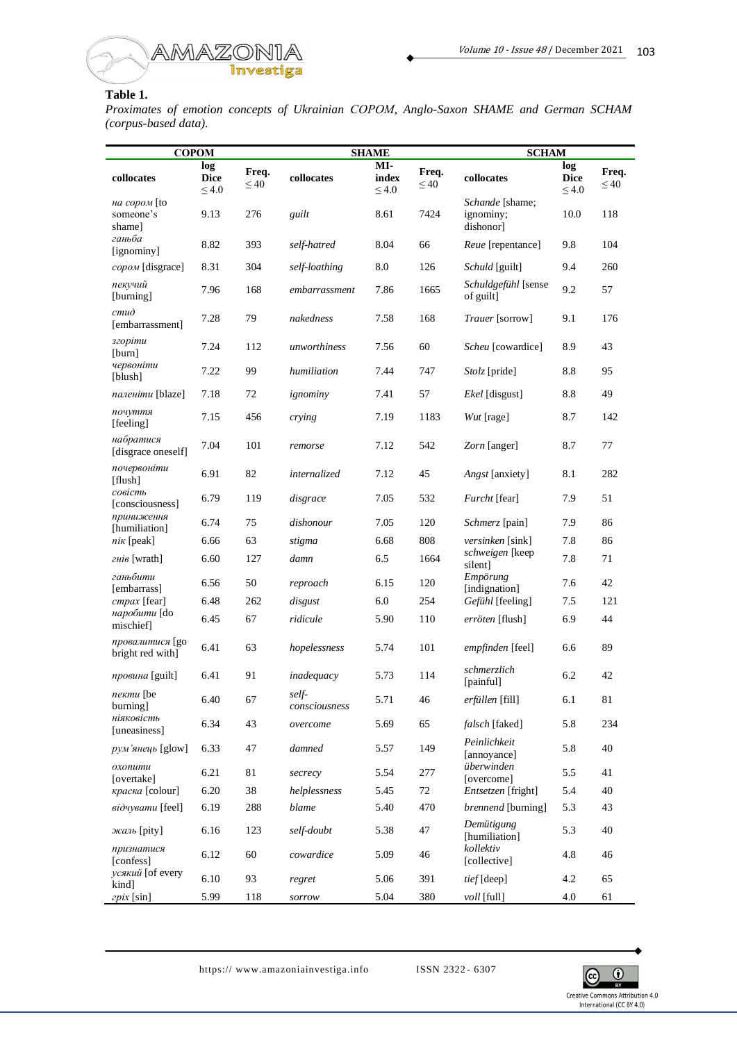**Table 1.**

*Proximates of emotion concepts of Ukrainian СОРОМ, Anglo-Saxon SHAME and German SCHAM (corpus-based data).*

| СОРОМ | | | SHAME | | | SCHAM | | |
|---|---|---|---|---|---|---|---|---|
| collocates | log Dice ≤ 4.0 | Freq. ≤ 40 | collocates | MI-index ≤ 4.0 | Freq. ≤ 40 | collocates | log Dice ≤ 4.0 | Freq. ≤ 40 |
| *на сором* [to someone's shame] | 9.13 | 276 | *guilt* | 8.61 | 7424 | *Schande* [shame; ignominy; dishonor] | 10.0 | 118 |
| *ганьба* [ignominy] | 8.82 | 393 | *self-hatred* | 8.04 | 66 | *Reue* [repentance] | 9.8 | 104 |
| *сором* [disgrace] | 8.31 | 304 | *self-loathing* | 8.0 | 126 | *Schuld* [guilt] | 9.4 | 260 |
| *пекучий* [burning] | 7.96 | 168 | *embarrassment* | 7.86 | 1665 | *Schuldgefühl* [sense of guilt] | 9.2 | 57 |
| *стид* [embarrassment] | 7.28 | 79 | *nakedness* | 7.58 | 168 | *Trauer* [sorrow] | 9.1 | 176 |
| *згоріти* [burn] | 7.24 | 112 | *unworthiness* | 7.56 | 60 | *Scheu* [cowardice] | 8.9 | 43 |
| *червоніти* [blush] | 7.22 | 99 | *humiliation* | 7.44 | 747 | *Stolz* [pride] | 8.8 | 95 |
| *паленіти* [blaze] | 7.18 | 72 | *ignominy* | 7.41 | 57 | *Ekel* [disgust] | 8.8 | 49 |
| *почуття* [feeling] | 7.15 | 456 | *crying* | 7.19 | 1183 | *Wut* [rage] | 8.7 | 142 |
| *набратися* [disgrace oneself] | 7.04 | 101 | *remorse* | 7.12 | 542 | *Zorn* [anger] | 8.7 | 77 |
| *почервоніти* [flush] | 6.91 | 82 | *internalized* | 7.12 | 45 | *Angst* [anxiety] | 8.1 | 282 |
| *совість* [consciousness] | 6.79 | 119 | *disgrace* | 7.05 | 532 | *Furcht* [fear] | 7.9 | 51 |
| *приниження* [humiliation] | 6.74 | 75 | *dishonour* | 7.05 | 120 | *Schmerz* [pain] | 7.9 | 86 |
| *пік* [peak] | 6.66 | 63 | *stigma* | 6.68 | 808 | *versinken* [sink] | 7.8 | 86 |
| *гнів* [wrath] | 6.60 | 127 | *damn* | 6.5 | 1664 | *schweigen* [keep silent] | 7.8 | 71 |
| *ганьбити* [embarrass] | 6.56 | 50 | *reproach* | 6.15 | 120 | *Empörung* [indignation] | 7.6 | 42 |
| *страх* [fear] | 6.48 | 262 | *disgust* | 6.0 | 254 | *Gefühl* [feeling] | 7.5 | 121 |
| *наробити* [do mischief] | 6.45 | 67 | *ridicule* | 5.90 | 110 | *erröten* [flush] | 6.9 | 44 |
| *провалитися* [go bright red with] | 6.41 | 63 | *hopelessness* | 5.74 | 101 | *empfinden* [feel] | 6.6 | 89 |
| *провина* [guilt] | 6.41 | 91 | *inadequacy* | 5.73 | 114 | *schmerzlich* [painful] | 6.2 | 42 |
| *пекти* [be burning] | 6.40 | 67 | *self-consciousness* | 5.71 | 46 | *erfüllen* [fill] | 6.1 | 81 |
| *ніяковість* [uneasiness] | 6.34 | 43 | *overcome* | 5.69 | 65 | *falsch* [faked] | 5.8 | 234 |
| *рум'янець* [glow] | 6.33 | 47 | *damned* | 5.57 | 149 | *Peinlichkeit* [annoyance] | 5.8 | 40 |
| *охопити* [overtake] | 6.21 | 81 | *secrecy* | 5.54 | 277 | *überwinden* [overcome] | 5.5 | 41 |
| *краска* [colour] | 6.20 | 38 | *helplessness* | 5.45 | 72 | *Entsetzen* [fright] | 5.4 | 40 |
| *відчувати* [feel] | 6.19 | 288 | *blame* | 5.40 | 470 | *brennend* [burning] | 5.3 | 43 |
| *жаль* [pity] | 6.16 | 123 | *self-doubt* | 5.38 | 47 | *Demütigung* [humiliation] | 5.3 | 40 |
| *признатися* [confess] | 6.12 | 60 | *cowardice* | 5.09 | 46 | *kollektiv* [collective] | 4.8 | 46 |
| *усякий* [of every kind] | 6.10 | 93 | *regret* | 5.06 | 391 | *tief* [deep] | 4.2 | 65 |
| *гріх* [sin] | 5.99 | 118 | *sorrow* | 5.04 | 380 | *voll* [full] | 4.0 | 61 |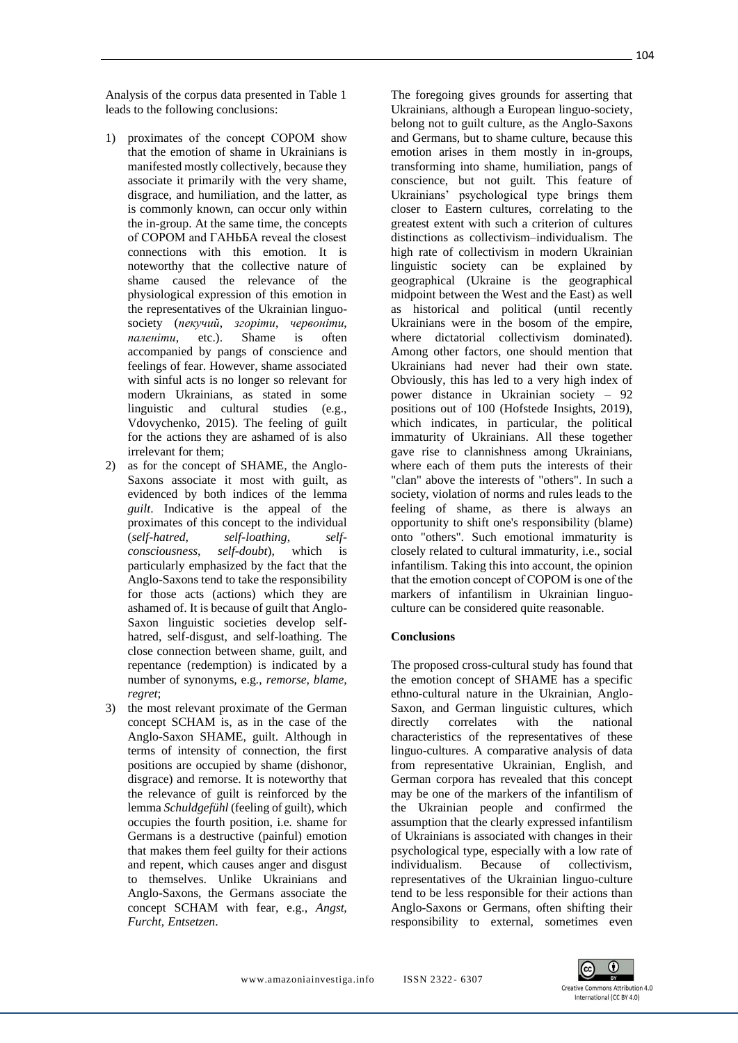Analysis of the corpus data presented in Table 1 leads to the following conclusions:

1) proximates of the concept СОРОМ show that the emotion of shame in Ukrainians is manifested mostly collectively, because they associate it primarily with the very shame, disgrace, and humiliation, and the latter, as is commonly known, can occur only within the in-group. At the same time, the concepts of СОРОМ and ГАНЬБА reveal the closest connections with this emotion. It is noteworthy that the collective nature of shame caused the relevance of the physiological expression of this emotion in the representatives of the Ukrainian linguo-society (*пекучий*, *згоріти*, *червоніти*, *паленіти*, etc.). Shame is often accompanied by pangs of conscience and feelings of fear. However, shame associated with sinful acts is no longer so relevant for modern Ukrainians, as stated in some linguistic and cultural studies (e.g., Vdovychenko, 2015). The feeling of guilt for the actions they are ashamed of is also irrelevant for them;
2) as for the concept of SHAME, the Anglo-Saxons associate it most with guilt, as evidenced by both indices of the lemma *guilt*. Indicative is the appeal of the proximates of this concept to the individual (*self-hatred, self-loathing, self-consciousness, self-doubt*), which is particularly emphasized by the fact that the Anglo-Saxons tend to take the responsibility for those acts (actions) which they are ashamed of. It is because of guilt that Anglo-Saxon linguistic societies develop self-hatred, self-disgust, and self-loathing. The close connection between shame, guilt, and repentance (redemption) is indicated by a number of synonyms, e.g., *remorse, blame, regret*;
3) the most relevant proximate of the German concept SCHAM is, as in the case of the Anglo-Saxon SHAME, guilt. Although in terms of intensity of connection, the first positions are occupied by shame (dishonor, disgrace) and remorse. It is noteworthy that the relevance of guilt is reinforced by the lemma *Schuldgefühl* (feeling of guilt), which occupies the fourth position, i.e. shame for Germans is a destructive (painful) emotion that makes them feel guilty for their actions and repent, which causes anger and disgust to themselves. Unlike Ukrainians and Anglo-Saxons, the Germans associate the concept SCHAM with fear, e.g., *Angst, Furcht, Entsetzen*.

The foregoing gives grounds for asserting that Ukrainians, although a European linguo-society, belong not to guilt culture, as the Anglo-Saxons and Germans, but to shame culture, because this emotion arises in them mostly in in-groups, transforming into shame, humiliation, pangs of conscience, but not guilt. This feature of Ukrainians' psychological type brings them closer to Eastern cultures, correlating to the greatest extent with such a criterion of cultures distinctions as collectivism–individualism. The high rate of collectivism in modern Ukrainian linguistic society can be explained by geographical (Ukraine is the geographical midpoint between the West and the East) as well as historical and political (until recently Ukrainians were in the bosom of the empire, where dictatorial collectivism dominated). Among other factors, one should mention that Ukrainians had never had their own state. Obviously, this has led to a very high index of power distance in Ukrainian society – 92 positions out of 100 (Hofstede Insights, 2019), which indicates, in particular, the political immaturity of Ukrainians. All these together gave rise to clannishness among Ukrainians, where each of them puts the interests of their "clan" above the interests of "others". In such a society, violation of norms and rules leads to the feeling of shame, as there is always an opportunity to shift one's responsibility (blame) onto "others". Such emotional immaturity is closely related to cultural immaturity, i.e., social infantilism. Taking this into account, the opinion that the emotion concept of СОРОМ is one of the markers of infantilism in Ukrainian linguo-culture can be considered quite reasonable.

## Conclusions

The proposed cross-cultural study has found that the emotion concept of SHAME has a specific ethno-cultural nature in the Ukrainian, Anglo-Saxon, and German linguistic cultures, which directly correlates with the national characteristics of the representatives of these linguo-cultures. A comparative analysis of data from representative Ukrainian, English, and German corpora has revealed that this concept may be one of the markers of the infantilism of the Ukrainian people and confirmed the assumption that the clearly expressed infantilism of Ukrainians is associated with changes in their psychological type, especially with a low rate of individualism. Because of collectivism, representatives of the Ukrainian linguo-culture tend to be less responsible for their actions than Anglo-Saxons or Germans, often shifting their responsibility to external, sometimes even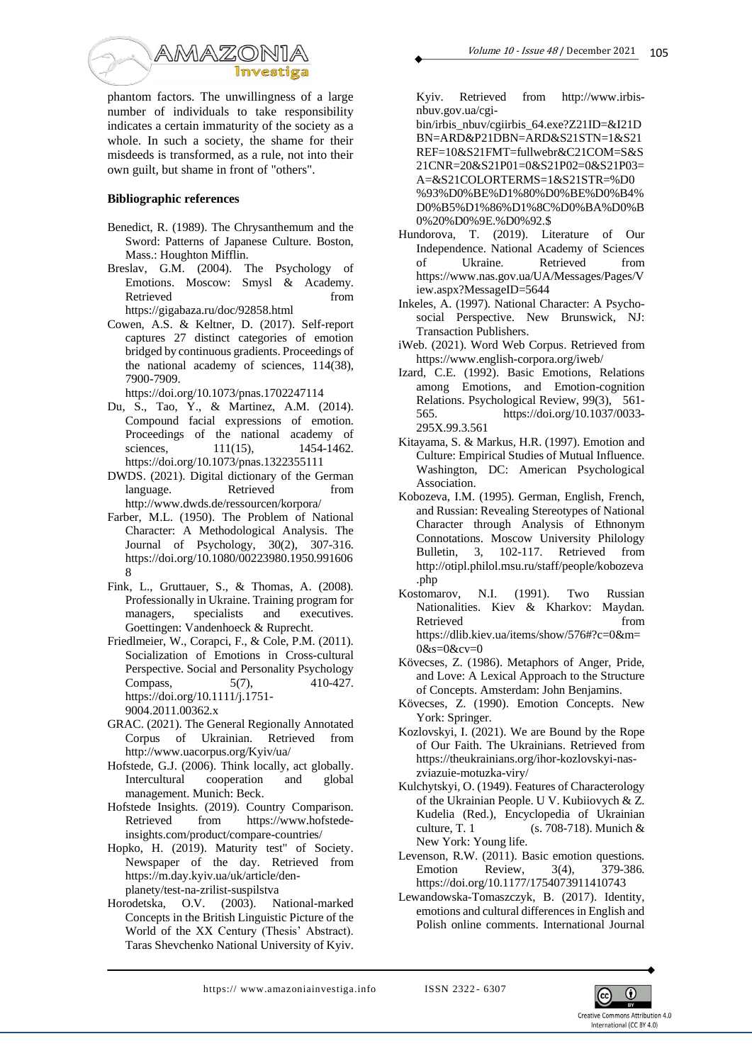phantom factors. The unwillingness of a large number of individuals to take responsibility indicates a certain immaturity of the society as a whole. In such a society, the shame for their misdeeds is transformed, as a rule, not into their own guilt, but shame in front of "others".

### Bibliographic references

Benedict, R. (1989). The Chrysanthemum and the Sword: Patterns of Japanese Culture. Boston, Mass.: Houghton Mifflin.

Breslav, G.M. (2004). The Psychology of Emotions. Moscow: Smysl & Academy. Retrieved from https://gigabaza.ru/doc/92858.html

Cowen, A.S. & Keltner, D. (2017). Self-report captures 27 distinct categories of emotion bridged by continuous gradients. Proceedings of the national academy of sciences, 114(38), 7900-7909. https://doi.org/10.1073/pnas.1702247114

Du, S., Tao, Y., & Martinez, A.M. (2014). Compound facial expressions of emotion. Proceedings of the national academy of sciences, 111(15), 1454-1462. https://doi.org/10.1073/pnas.1322355111

DWDS. (2021). Digital dictionary of the German language. Retrieved from http://www.dwds.de/ressourcen/korpora/

Farber, M.L. (1950). The Problem of National Character: A Methodological Analysis. The Journal of Psychology, 30(2), 307-316. https://doi.org/10.1080/00223980.1950.9916068

Fink, L., Gruttauer, S., & Thomas, A. (2008). Professionally in Ukraine. Training program for managers, specialists and executives. Goettingen: Vandenhoeck & Ruprecht.

Friedlmeier, W., Corapci, F., & Cole, P.M. (2011). Socialization of Emotions in Cross-cultural Perspective. Social and Personality Psychology Compass, 5(7), 410-427. https://doi.org/10.1111/j.1751-9004.2011.00362.x

GRAC. (2021). The General Regionally Annotated Corpus of Ukrainian. Retrieved from http://www.uacorpus.org/Kyiv/ua/

Hofstede, G.J. (2006). Think locally, act globally. Intercultural cooperation and global management. Munich: Beck.

Hofstede Insights. (2019). Country Comparison. Retrieved from https://www.hofstede-insights.com/product/compare-countries/

Hopko, H. (2019). Maturity test" of Society. Newspaper of the day. Retrieved from https://m.day.kyiv.ua/uk/article/den-planety/test-na-zrilist-suspilstva

Horodetska, O.V. (2003). National-marked Concepts in the British Linguistic Picture of the World of the XX Century (Thesis' Abstract). Taras Shevchenko National University of Kyiv. Kyiv. Retrieved from http://www.irbis-nbuv.gov.ua/cgi-bin/irbis_nbuv/cgiirbis_64.exe?Z21ID=&I21DBN=ARD&P21DBN=ARD&S21STN=1&S21REF=10&S21FMT=fullwebr&C21COM=S&S21CNR=20&S21P01=0&S21P02=0&S21P03=A=&S21COLORTERMS=1&S21STR=%D0%93%D0%BE%D1%80%D0%BE%D0%B4%D0%B5%D1%86%D1%8C%D0%BA%D0%B0%20%D0%9E.%D0%92.$

Hundorova, T. (2019). Literature of Our Independence. National Academy of Sciences of Ukraine. Retrieved from https://www.nas.gov.ua/UA/Messages/Pages/View.aspx?MessageID=5644

Inkeles, A. (1997). National Character: A Psycho-social Perspective. New Brunswick, NJ: Transaction Publishers.

iWeb. (2021). Word Web Corpus. Retrieved from https://www.english-corpora.org/iweb/

Izard, C.E. (1992). Basic Emotions, Relations among Emotions, and Emotion-cognition Relations. Psychological Review, 99(3), 561-565. https://doi.org/10.1037/0033-295X.99.3.561

Kitayama, S. & Markus, H.R. (1997). Emotion and Culture: Empirical Studies of Mutual Influence. Washington, DC: American Psychological Association.

Kobozeva, I.M. (1995). German, English, French, and Russian: Revealing Stereotypes of National Character through Analysis of Ethnonym Connotations. Moscow University Philology Bulletin, 3, 102-117. Retrieved from http://otipl.philol.msu.ru/staff/people/kobozeva.php

Kostomarov, N.I. (1991). Two Russian Nationalities. Kiev & Kharkov: Maydan. Retrieved from https://dlib.kiev.ua/items/show/576#?c=0&m=0&s=0&cv=0

Kövecses, Z. (1986). Metaphors of Anger, Pride, and Love: A Lexical Approach to the Structure of Concepts. Amsterdam: John Benjamins.

Kövecses, Z. (1990). Emotion Concepts. New York: Springer.

Kozlovskyi, I. (2021). We are Bound by the Rope of Our Faith. The Ukrainians. Retrieved from https://theukrainians.org/ihor-kozlovskyi-nas-zviazuie-motuzka-viry/

Kulchytskyi, O. (1949). Features of Characterology of the Ukrainian People. U V. Kubiiovych & Z. Kudelia (Red.), Encyclopedia of Ukrainian culture, T. 1 (s. 708-718). Munich & New York: Young life.

Levenson, R.W. (2011). Basic emotion questions. Emotion Review, 3(4), 379-386. https://doi.org/10.1177/1754073911410743

Lewandowska-Tomaszczyk, B. (2017). Identity, emotions and cultural differences in English and Polish online comments. International Journal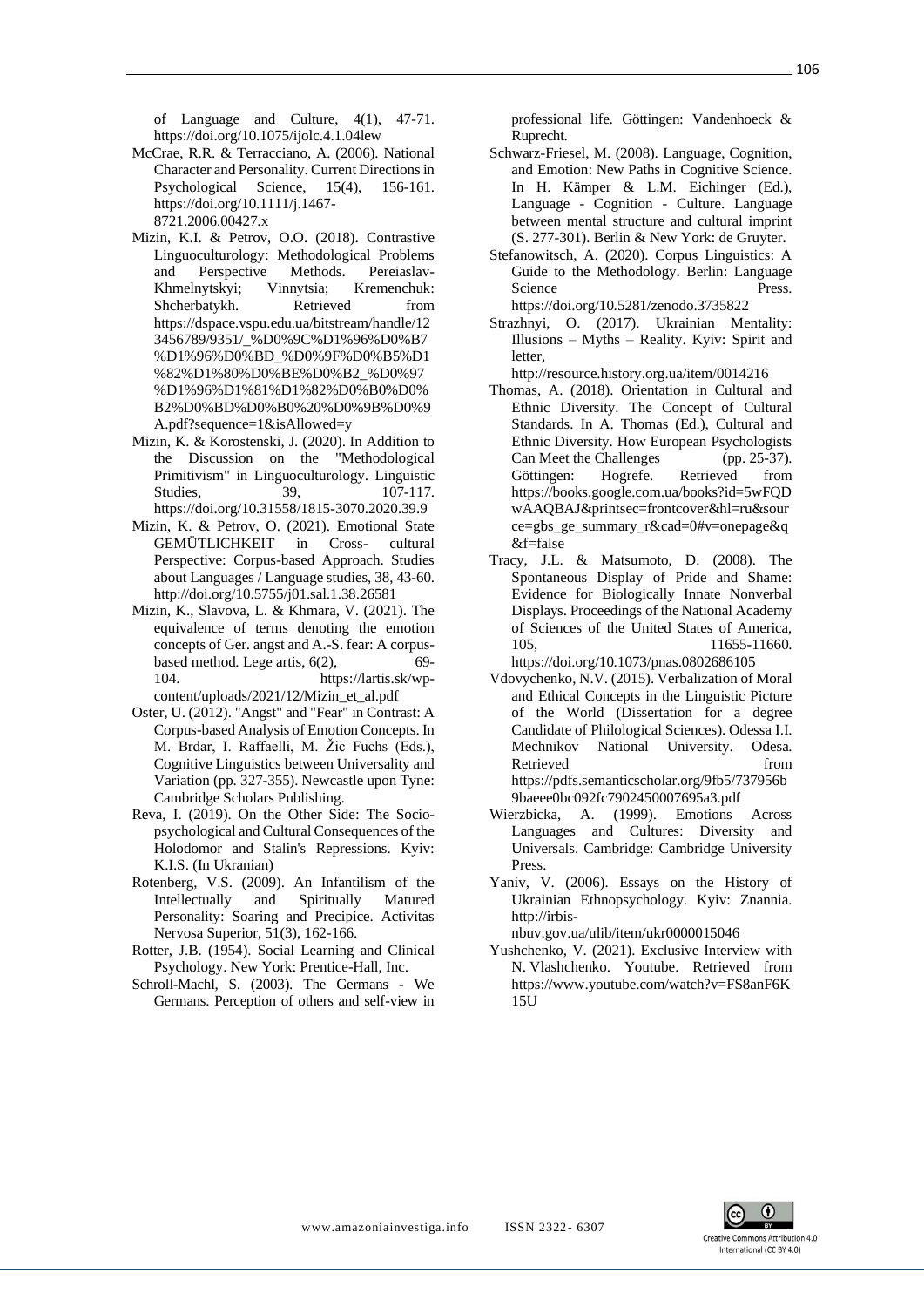of Language and Culture, 4(1), 47-71. https://doi.org/10.1075/ijolc.4.1.04lew

McCrae, R.R. & Terracciano, A. (2006). National Character and Personality. Current Directions in Psychological Science, 15(4), 156-161. https://doi.org/10.1111/j.1467-8721.2006.00427.x

Mizin, K.I. & Petrov, O.O. (2018). Contrastive Linguoculturology: Methodological Problems and Perspective Methods. Pereiaslav-Khmelnytskyi; Vinnytsia; Kremenchuk: Shcherbatykh. Retrieved from https://dspace.vspu.edu.ua/bitstream/handle/123456789/9351/_%D0%9C%D1%96%D0%B7%D1%96%D0%BD_%D0%9F%D0%B5%D1%82%D1%80%D0%BE%D0%B2_%D0%97%D1%96%D1%81%D1%82%D0%B0%D0%B2%D0%BD%D0%B0%20%D0%9B%D0%9A.pdf?sequence=1&isAllowed=y

Mizin, K. & Korostenski, J. (2020). In Addition to the Discussion on the "Methodological Primitivism" in Linguoculturology. Linguistic Studies, 39, 107-117. https://doi.org/10.31558/1815-3070.2020.39.9

Mizin, K. & Petrov, O. (2021). Emotional State GEMÜTLICHKEIT in Cross- cultural Perspective: Corpus-based Approach. Studies about Languages / Language studies, 38, 43-60. http://doi.org/10.5755/j01.sal.1.38.26581

Mizin, K., Slavova, L. & Khmara, V. (2021). The equivalence of terms denoting the emotion concepts of Ger. angst and A.-S. fear: A corpus-based method. Lege artis, 6(2), 69-104. https://lartis.sk/wp-content/uploads/2021/12/Mizin_et_al.pdf

Oster, U. (2012). "Angst" and "Fear" in Contrast: A Corpus-based Analysis of Emotion Concepts. In M. Brdar, I. Raffaelli, M. Žic Fuchs (Eds.), Cognitive Linguistics between Universality and Variation (pp. 327-355). Newcastle upon Tyne: Cambridge Scholars Publishing.

Reva, I. (2019). On the Other Side: The Socio-psychological and Cultural Consequences of the Holodomor and Stalin's Repressions. Kyiv: K.I.S. (In Ukranian)

Rotenberg, V.S. (2009). An Infantilism of the Intellectually and Spiritually Matured Personality: Soaring and Precipice. Activitas Nervosa Superior, 51(3), 162-166.

Rotter, J.B. (1954). Social Learning and Clinical Psychology. New York: Prentice-Hall, Inc.

Schroll-Machl, S. (2003). The Germans - We Germans. Perception of others and self-view in professional life. Göttingen: Vandenhoeck & Ruprecht.

Schwarz-Friesel, M. (2008). Language, Cognition, and Emotion: New Paths in Cognitive Science. In H. Kämper & L.M. Eichinger (Ed.), Language - Cognition - Culture. Language between mental structure and cultural imprint (S. 277-301). Berlin & New York: de Gruyter.

Stefanowitsch, A. (2020). Corpus Linguistics: A Guide to the Methodology. Berlin: Language Science Press. https://doi.org/10.5281/zenodo.3735822

Strazhnyi, O. (2017). Ukrainian Mentality: Illusions – Myths – Reality. Kyiv: Spirit and letter, http://resource.history.org.ua/item/0014216

Thomas, A. (2018). Orientation in Cultural and Ethnic Diversity. The Concept of Cultural Standards. In A. Thomas (Ed.), Cultural and Ethnic Diversity. How European Psychologists Can Meet the Challenges (pp. 25-37). Göttingen: Hogrefe. Retrieved from https://books.google.com.ua/books?id=5wFQDwAAQBAJ&printsec=frontcover&hl=ru&source=gbs_ge_summary_r&cad=0#v=onepage&q&f=false

Tracy, J.L. & Matsumoto, D. (2008). The Spontaneous Display of Pride and Shame: Evidence for Biologically Innate Nonverbal Displays. Proceedings of the National Academy of Sciences of the United States of America, 105, 11655-11660. https://doi.org/10.1073/pnas.0802686105

Vdovychenko, N.V. (2015). Verbalization of Moral and Ethical Concepts in the Linguistic Picture of the World (Dissertation for a degree Candidate of Philological Sciences). Odessa I.I. Mechnikov National University. Odesa. Retrieved from https://pdfs.semanticscholar.org/9fb5/737956b9baeee0bc092fc7902450007695a3.pdf

Wierzbicka, A. (1999). Emotions Across Languages and Cultures: Diversity and Universals. Cambridge: Cambridge University Press.

Yaniv, V. (2006). Essays on the History of Ukrainian Ethnopsychology. Kyiv: Znannia. http://irbis-nbuv.gov.ua/ulib/item/ukr0000015046

Yushchenko, V. (2021). Exclusive Interview with N. Vlashchenko. Youtube. Retrieved from https://www.youtube.com/watch?v=FS8anF6K15U